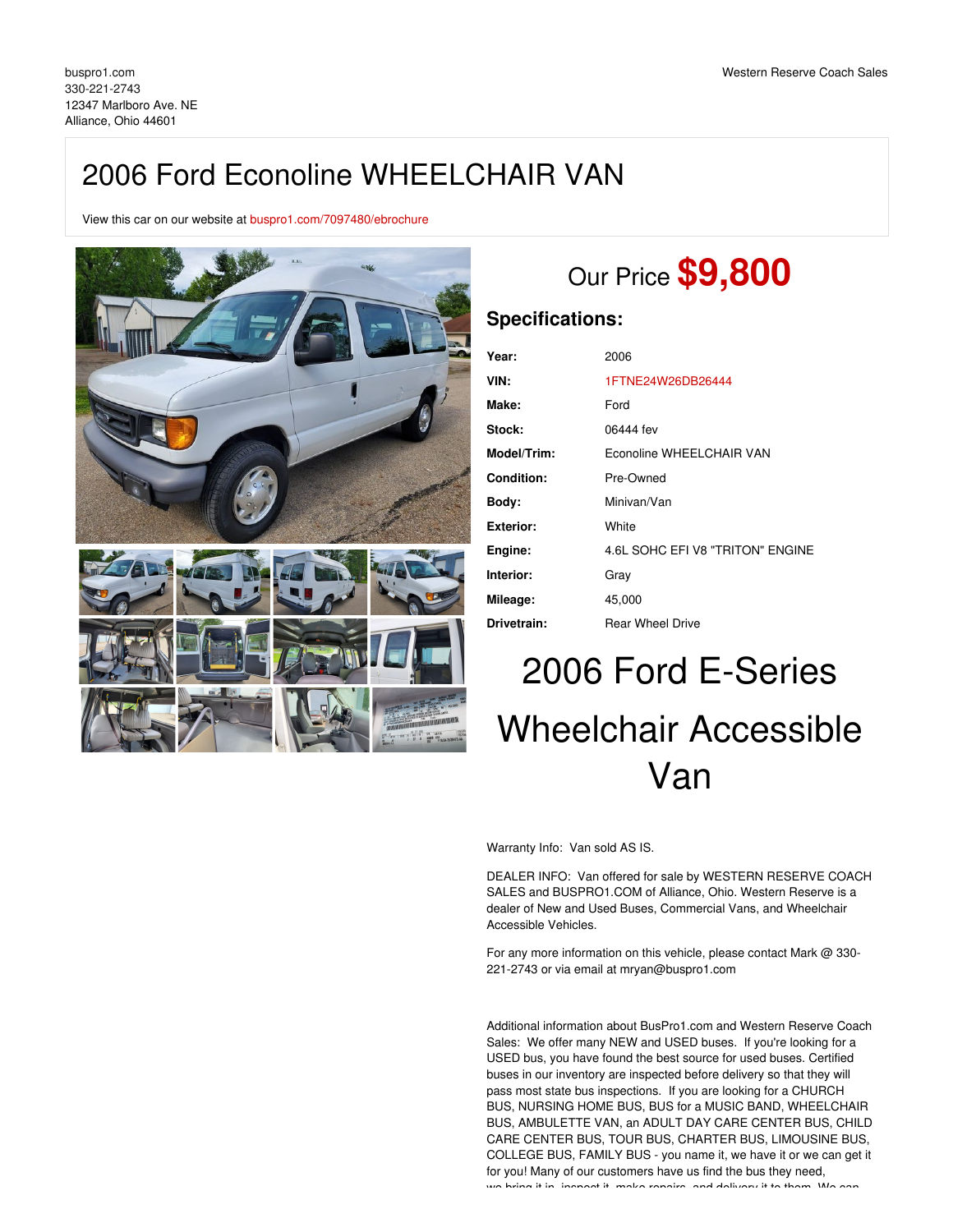buspro1.com
330-221-2743
12347 Marlboro Ave. NE
Alliance, Ohio 44601

Western Reserve Coach Sales

# 2006 Ford Econoline WHEELCHAIR VAN

View this car on our website at buspro1.com/7097480/ebrochure

Our Price **$9,800**

## Specifications:

| | |
|---|---|
| **Year:** | 2006 |
| **VIN:** | 1FTNE24W26DB26444 |
| **Make:** | Ford |
| **Stock:** | 06444 fev |
| **Model/Trim:** | Econoline WHEELCHAIR VAN |
| **Condition:** | Pre-Owned |
| **Body:** | Minivan/Van |
| **Exterior:** | White |
| **Engine:** | 4.6L SOHC EFI V8 "TRITON" ENGINE |
| **Interior:** | Gray |
| **Mileage:** | 45,000 |
| **Drivetrain:** | Rear Wheel Drive |

# 2006 Ford E-Series Wheelchair Accessible Van

Warranty Info: Van sold AS IS.

DEALER INFO: Van offered for sale by WESTERN RESERVE COACH SALES and BUSPRO1.COM of Alliance, Ohio. Western Reserve is a dealer of New and Used Buses, Commercial Vans, and Wheelchair Accessible Vehicles.

For any more information on this vehicle, please contact Mark @ 330-221-2743 or via email at mryan@buspro1.com

Additional information about BusPro1.com and Western Reserve Coach Sales: We offer many NEW and USED buses. If you're looking for a USED bus, you have found the best source for used buses. Certified buses in our inventory are inspected before delivery so that they will pass most state bus inspections. If you are looking for a CHURCH BUS, NURSING HOME BUS, BUS for a MUSIC BAND, WHEELCHAIR BUS, AMBULETTE VAN, an ADULT DAY CARE CENTER BUS, CHILD CARE CENTER BUS, TOUR BUS, CHARTER BUS, LIMOUSINE BUS, COLLEGE BUS, FAMILY BUS - you name it, we have it or we can get it for you! Many of our customers have us find the bus they need,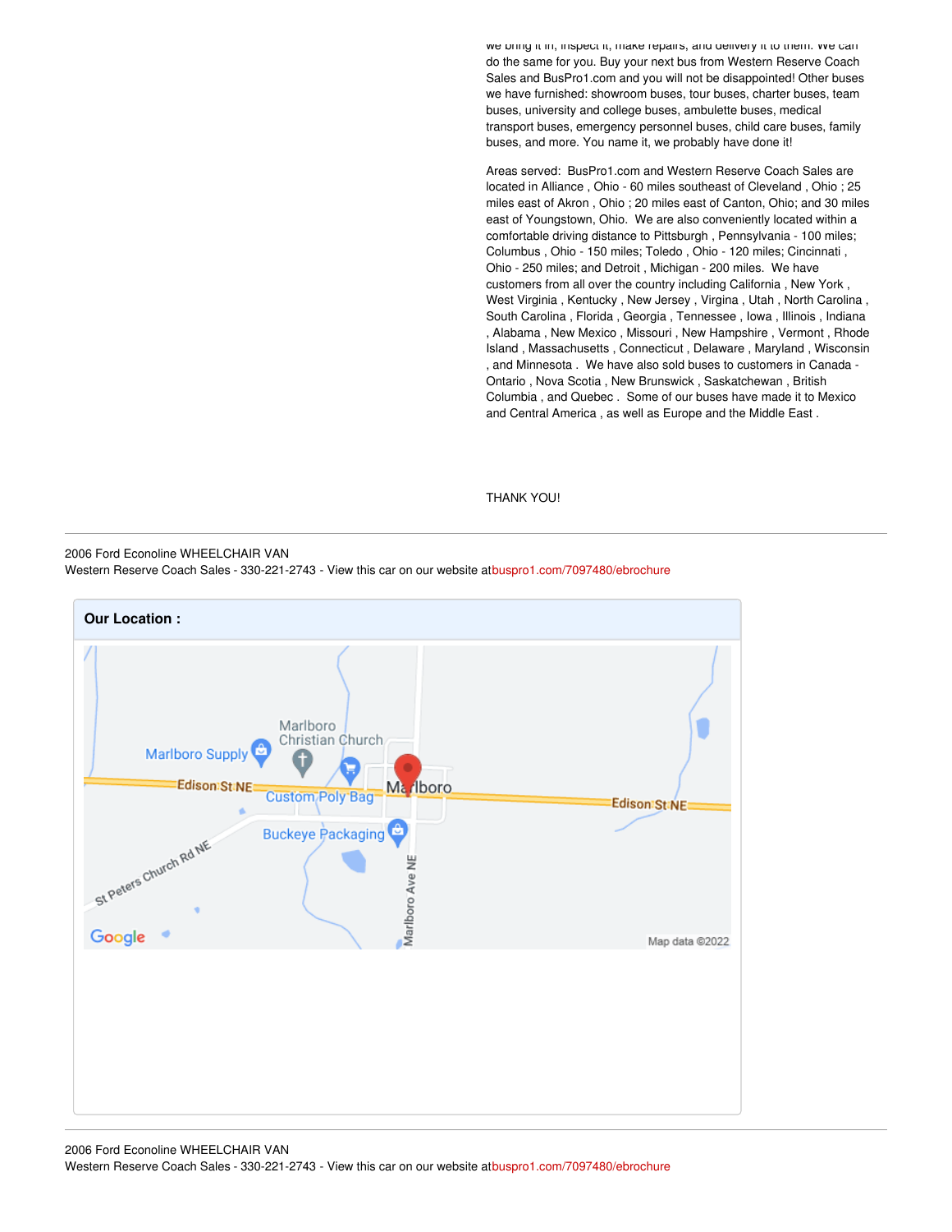we bring it in, inspect it, make repairs, and delivery it to them. We can do the same for you. Buy your next bus from Western Reserve Coach Sales and BusPro1.com and you will not be disappointed! Other buses we have furnished: showroom buses, tour buses, charter buses, team buses, university and college buses, ambulette buses, medical transport buses, emergency personnel buses, child care buses, family buses, and more. You name it, we probably have done it!

Areas served: BusPro1.com and Western Reserve Coach Sales are located in Alliance , Ohio - 60 miles southeast of Cleveland , Ohio ; 25 miles east of Akron , Ohio ; 20 miles east of Canton, Ohio; and 30 miles east of Youngstown, Ohio. We are also conveniently located within a comfortable driving distance to Pittsburgh , Pennsylvania - 100 miles; Columbus , Ohio - 150 miles; Toledo , Ohio - 120 miles; Cincinnati , Ohio - 250 miles; and Detroit , Michigan - 200 miles. We have customers from all over the country including California , New York , West Virginia , Kentucky , New Jersey , Virgina , Utah , North Carolina , South Carolina , Florida , Georgia , Tennessee , Iowa , Illinois , Indiana , Alabama , New Mexico , Missouri , New Hampshire , Vermont , Rhode Island , Massachusetts , Connecticut , Delaware , Maryland , Wisconsin , and Minnesota . We have also sold buses to customers in Canada - Ontario , Nova Scotia , New Brunswick , Saskatchewan , British Columbia , and Quebec . Some of our buses have made it to Mexico and Central America , as well as Europe and the Middle East .

THANK YOU!

---

2006 Ford Econoline WHEELCHAIR VAN
Western Reserve Coach Sales - 330-221-2743 - View this car on our website at buspro1.com/7097480/ebrochure

**Our Location :**

---

2006 Ford Econoline WHEELCHAIR VAN
Western Reserve Coach Sales - 330-221-2743 - View this car on our website at buspro1.com/7097480/ebrochure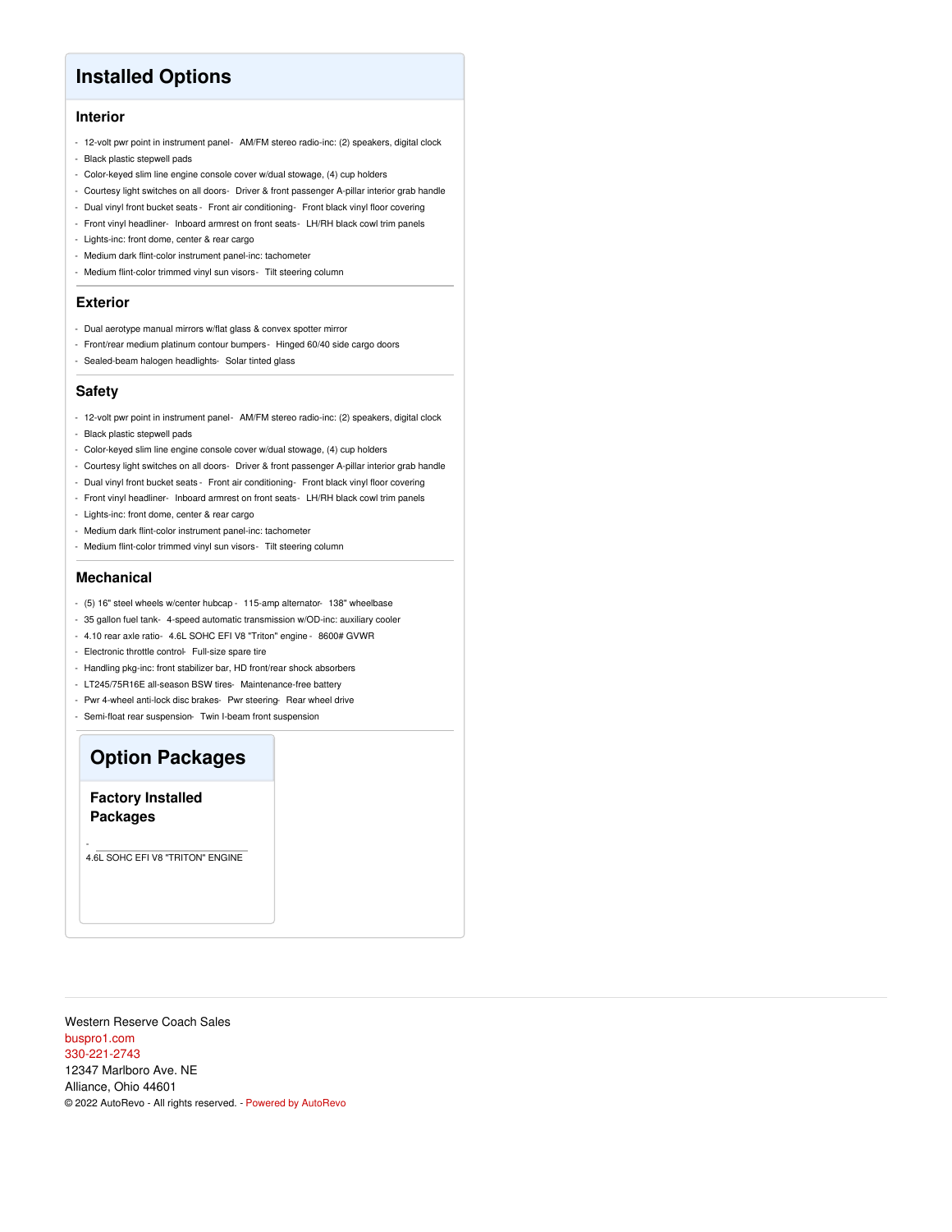# Installed Options

## Interior

- 12-volt pwr point in instrument panel- AM/FM stereo radio-inc: (2) speakers, digital clock
- Black plastic stepwell pads
- Color-keyed slim line engine console cover w/dual stowage, (4) cup holders
- Courtesy light switches on all doors- Driver & front passenger A-pillar interior grab handle
- Dual vinyl front bucket seats - Front air conditioning- Front black vinyl floor covering
- Front vinyl headliner- Inboard armrest on front seats- LH/RH black cowl trim panels
- Lights-inc: front dome, center & rear cargo
- Medium dark flint-color instrument panel-inc: tachometer
- Medium flint-color trimmed vinyl sun visors- Tilt steering column

## Exterior

- Dual aerotype manual mirrors w/flat glass & convex spotter mirror
- Front/rear medium platinum contour bumpers- Hinged 60/40 side cargo doors
- Sealed-beam halogen headlights- Solar tinted glass

## Safety

- 12-volt pwr point in instrument panel- AM/FM stereo radio-inc: (2) speakers, digital clock
- Black plastic stepwell pads
- Color-keyed slim line engine console cover w/dual stowage, (4) cup holders
- Courtesy light switches on all doors- Driver & front passenger A-pillar interior grab handle
- Dual vinyl front bucket seats - Front air conditioning- Front black vinyl floor covering
- Front vinyl headliner- Inboard armrest on front seats- LH/RH black cowl trim panels
- Lights-inc: front dome, center & rear cargo
- Medium dark flint-color instrument panel-inc: tachometer
- Medium flint-color trimmed vinyl sun visors- Tilt steering column

## Mechanical

- (5) 16" steel wheels w/center hubcap - 115-amp alternator- 138" wheelbase
- 35 gallon fuel tank- 4-speed automatic transmission w/OD-inc: auxiliary cooler
- 4.10 rear axle ratio- 4.6L SOHC EFI V8 "Triton" engine - 8600# GVWR
- Electronic throttle control- Full-size spare tire
- Handling pkg-inc: front stabilizer bar, HD front/rear shock absorbers
- LT245/75R16E all-season BSW tires- Maintenance-free battery
- Pwr 4-wheel anti-lock disc brakes- Pwr steering- Rear wheel drive
- Semi-float rear suspension- Twin I-beam front suspension

# Option Packages

## Factory Installed Packages

- 4.6L SOHC EFI V8 "TRITON" ENGINE

Western Reserve Coach Sales
buspro1.com
330-221-2743
12347 Marlboro Ave. NE
Alliance, Ohio 44601
© 2022 AutoRevo - All rights reserved. - Powered by AutoRevo